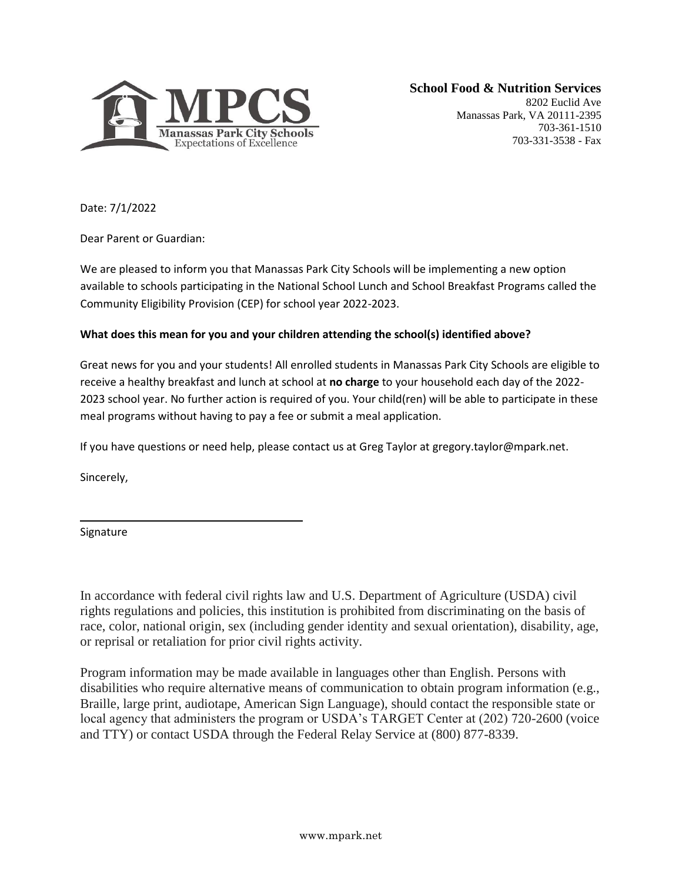MPCS
Manassas Park City Schools
Expectations of Excellence

**School Food & Nutrition Services**
8202 Euclid Ave
Manassas Park, VA 20111-2395
703-361-1510
703-331-3538 - Fax

Date: 7/1/2022

Dear Parent or Guardian:

We are pleased to inform you that Manassas Park City Schools will be implementing a new option available to schools participating in the National School Lunch and School Breakfast Programs called the Community Eligibility Provision (CEP) for school year 2022-2023.

**What does this mean for you and your children attending the school(s) identified above?**

Great news for you and your students! All enrolled students in Manassas Park City Schools are eligible to receive a healthy breakfast and lunch at school at **no charge** to your household each day of the 2022-2023 school year. No further action is required of you. Your child(ren) will be able to participate in these meal programs without having to pay a fee or submit a meal application.

If you have questions or need help, please contact us at Greg Taylor at gregory.taylor@mpark.net.

Sincerely,

\_\_\_\_\_\_\_\_\_\_\_\_\_\_\_\_\_\_\_\_\_\_\_\_\_\_\_\_\_\_\_\_\_\_\_\_

Signature

In accordance with federal civil rights law and U.S. Department of Agriculture (USDA) civil rights regulations and policies, this institution is prohibited from discriminating on the basis of race, color, national origin, sex (including gender identity and sexual orientation), disability, age, or reprisal or retaliation for prior civil rights activity.

Program information may be made available in languages other than English. Persons with disabilities who require alternative means of communication to obtain program information (e.g., Braille, large print, audiotape, American Sign Language), should contact the responsible state or local agency that administers the program or USDA's TARGET Center at (202) 720-2600 (voice and TTY) or contact USDA through the Federal Relay Service at (800) 877-8339.

www.mpark.net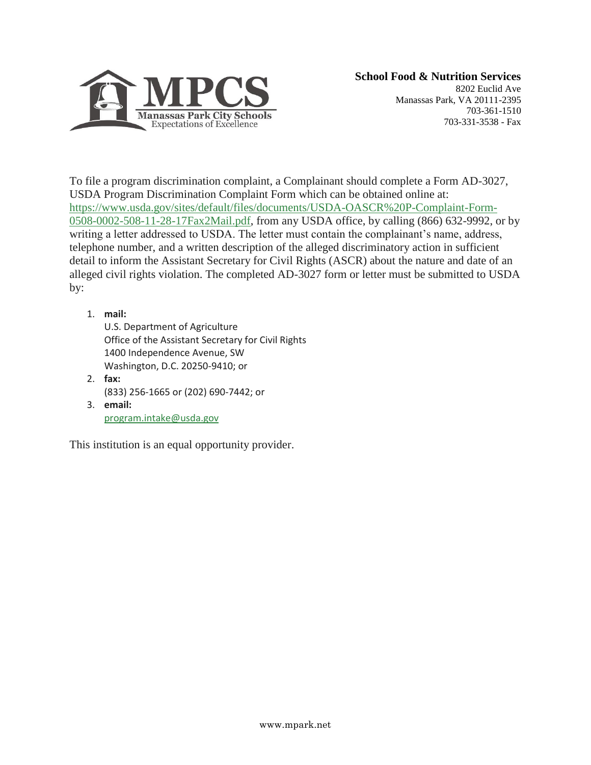**School Food & Nutrition Services**
8202 Euclid Ave
Manassas Park, VA 20111-2395
703-361-1510
703-331-3538 - Fax

To file a program discrimination complaint, a Complainant should complete a Form AD-3027, USDA Program Discrimination Complaint Form which can be obtained online at: https://www.usda.gov/sites/default/files/documents/USDA-OASCR%20P-Complaint-Form-0508-0002-508-11-28-17Fax2Mail.pdf, from any USDA office, by calling (866) 632-9992, or by writing a letter addressed to USDA. The letter must contain the complainant's name, address, telephone number, and a written description of the alleged discriminatory action in sufficient detail to inform the Assistant Secretary for Civil Rights (ASCR) about the nature and date of an alleged civil rights violation. The completed AD-3027 form or letter must be submitted to USDA by:

1. **mail:**
   U.S. Department of Agriculture
   Office of the Assistant Secretary for Civil Rights
   1400 Independence Avenue, SW
   Washington, D.C. 20250-9410; or
2. **fax:**
   (833) 256-1665 or (202) 690-7442; or
3. **email:**
   program.intake@usda.gov

This institution is an equal opportunity provider.